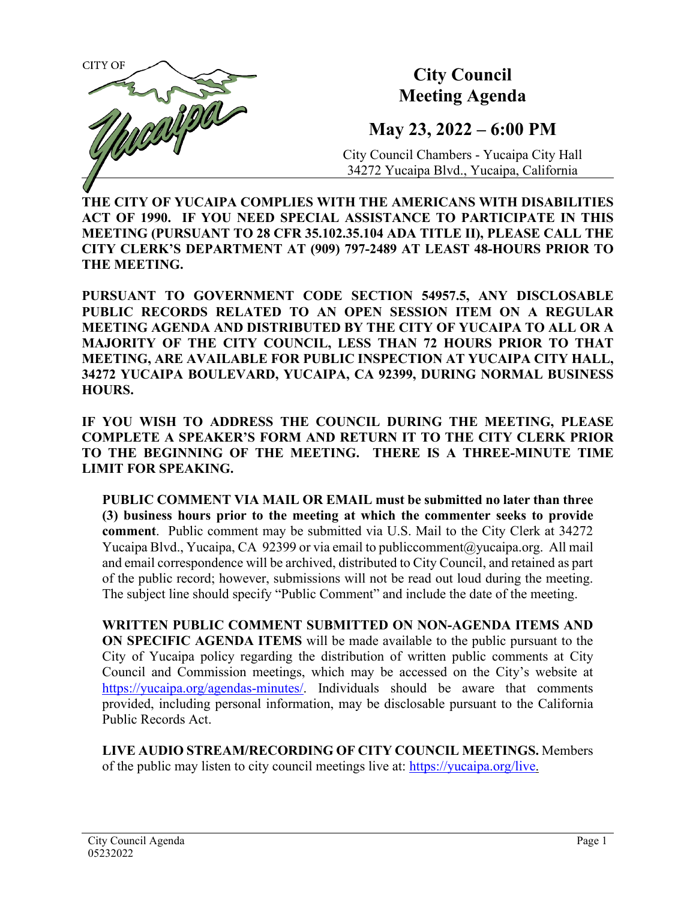CITY OF Yucaipa

# City Council Meeting Agenda

## May 23, 2022 – 6:00 PM

City Council Chambers - Yucaipa City Hall
34272 Yucaipa Blvd., Yucaipa, California

**THE CITY OF YUCAIPA COMPLIES WITH THE AMERICANS WITH DISABILITIES ACT OF 1990. IF YOU NEED SPECIAL ASSISTANCE TO PARTICIPATE IN THIS MEETING (PURSUANT TO 28 CFR 35.102.35.104 ADA TITLE II), PLEASE CALL THE CITY CLERK'S DEPARTMENT AT (909) 797-2489 AT LEAST 48-HOURS PRIOR TO THE MEETING.**

**PURSUANT TO GOVERNMENT CODE SECTION 54957.5, ANY DISCLOSABLE PUBLIC RECORDS RELATED TO AN OPEN SESSION ITEM ON A REGULAR MEETING AGENDA AND DISTRIBUTED BY THE CITY OF YUCAIPA TO ALL OR A MAJORITY OF THE CITY COUNCIL, LESS THAN 72 HOURS PRIOR TO THAT MEETING, ARE AVAILABLE FOR PUBLIC INSPECTION AT YUCAIPA CITY HALL, 34272 YUCAIPA BOULEVARD, YUCAIPA, CA 92399, DURING NORMAL BUSINESS HOURS.**

**IF YOU WISH TO ADDRESS THE COUNCIL DURING THE MEETING, PLEASE COMPLETE A SPEAKER'S FORM AND RETURN IT TO THE CITY CLERK PRIOR TO THE BEGINNING OF THE MEETING. THERE IS A THREE-MINUTE TIME LIMIT FOR SPEAKING.**

**PUBLIC COMMENT VIA MAIL OR EMAIL must be submitted no later than three (3) business hours prior to the meeting at which the commenter seeks to provide comment**. Public comment may be submitted via U.S. Mail to the City Clerk at 34272 Yucaipa Blvd., Yucaipa, CA 92399 or via email to publiccomment@yucaipa.org. All mail and email correspondence will be archived, distributed to City Council, and retained as part of the public record; however, submissions will not be read out loud during the meeting. The subject line should specify "Public Comment" and include the date of the meeting.

**WRITTEN PUBLIC COMMENT SUBMITTED ON NON-AGENDA ITEMS AND ON SPECIFIC AGENDA ITEMS** will be made available to the public pursuant to the City of Yucaipa policy regarding the distribution of written public comments at City Council and Commission meetings, which may be accessed on the City's website at https://yucaipa.org/agendas-minutes/. Individuals should be aware that comments provided, including personal information, may be disclosable pursuant to the California Public Records Act.

**LIVE AUDIO STREAM/RECORDING OF CITY COUNCIL MEETINGS.** Members of the public may listen to city council meetings live at: https://yucaipa.org/live.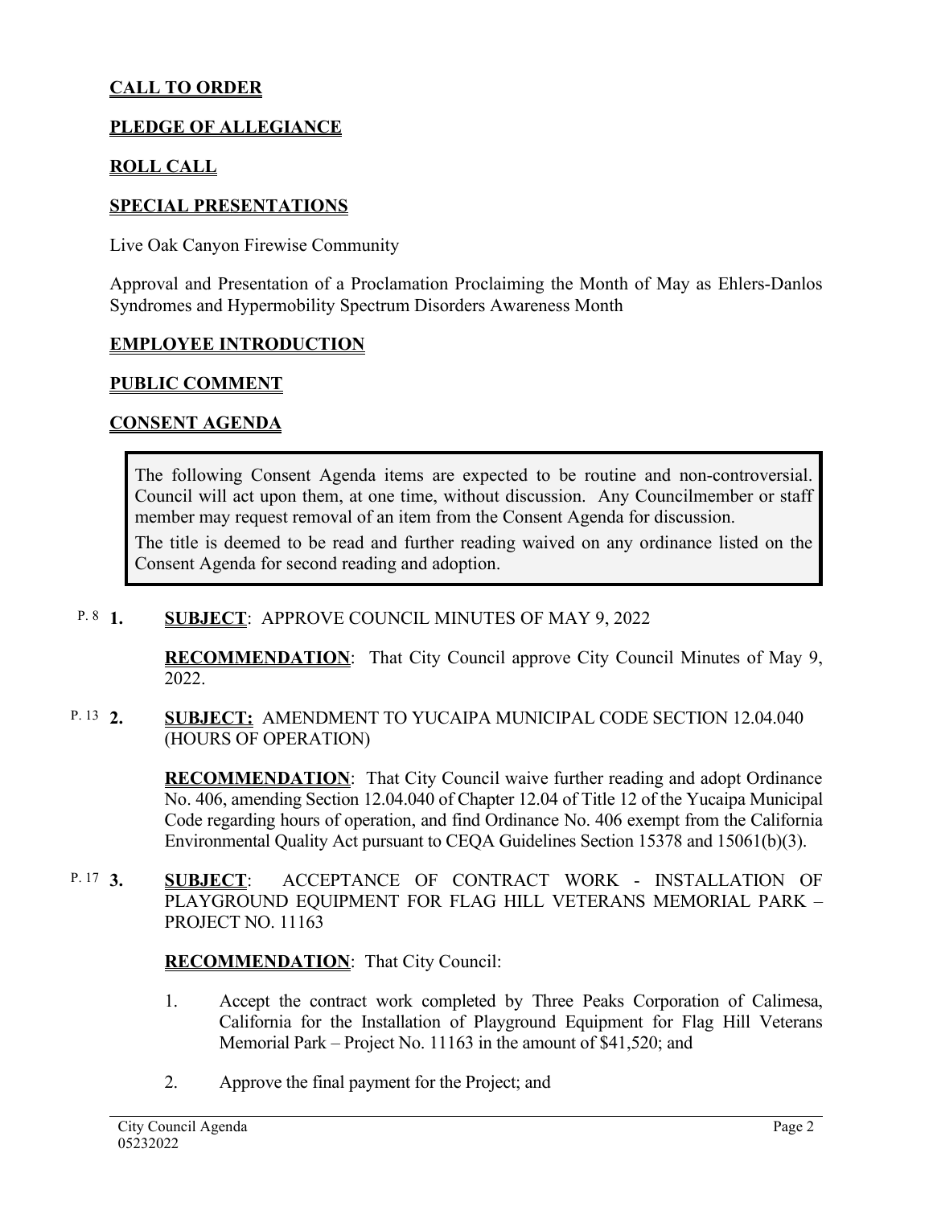## CALL TO ORDER

## PLEDGE OF ALLEGIANCE

## ROLL CALL

## SPECIAL PRESENTATIONS

Live Oak Canyon Firewise Community

Approval and Presentation of a Proclamation Proclaiming the Month of May as Ehlers-Danlos Syndromes and Hypermobility Spectrum Disorders Awareness Month

## EMPLOYEE INTRODUCTION

## PUBLIC COMMENT

## CONSENT AGENDA

> The following Consent Agenda items are expected to be routine and non-controversial. Council will act upon them, at one time, without discussion. Any Councilmember or staff member may request removal of an item from the Consent Agenda for discussion.
>
> The title is deemed to be read and further reading waived on any ordinance listed on the Consent Agenda for second reading and adoption.

P. 8 **1.** **SUBJECT**: APPROVE COUNCIL MINUTES OF MAY 9, 2022

**RECOMMENDATION**: That City Council approve City Council Minutes of May 9, 2022.

P. 13 **2.** **SUBJECT:** AMENDMENT TO YUCAIPA MUNICIPAL CODE SECTION 12.04.040 (HOURS OF OPERATION)

**RECOMMENDATION**: That City Council waive further reading and adopt Ordinance No. 406, amending Section 12.04.040 of Chapter 12.04 of Title 12 of the Yucaipa Municipal Code regarding hours of operation, and find Ordinance No. 406 exempt from the California Environmental Quality Act pursuant to CEQA Guidelines Section 15378 and 15061(b)(3).

P. 17 **3.** **SUBJECT**: ACCEPTANCE OF CONTRACT WORK - INSTALLATION OF PLAYGROUND EQUIPMENT FOR FLAG HILL VETERANS MEMORIAL PARK – PROJECT NO. 11163

**RECOMMENDATION**: That City Council:

1. Accept the contract work completed by Three Peaks Corporation of Calimesa, California for the Installation of Playground Equipment for Flag Hill Veterans Memorial Park – Project No. 11163 in the amount of $41,520; and

2. Approve the final payment for the Project; and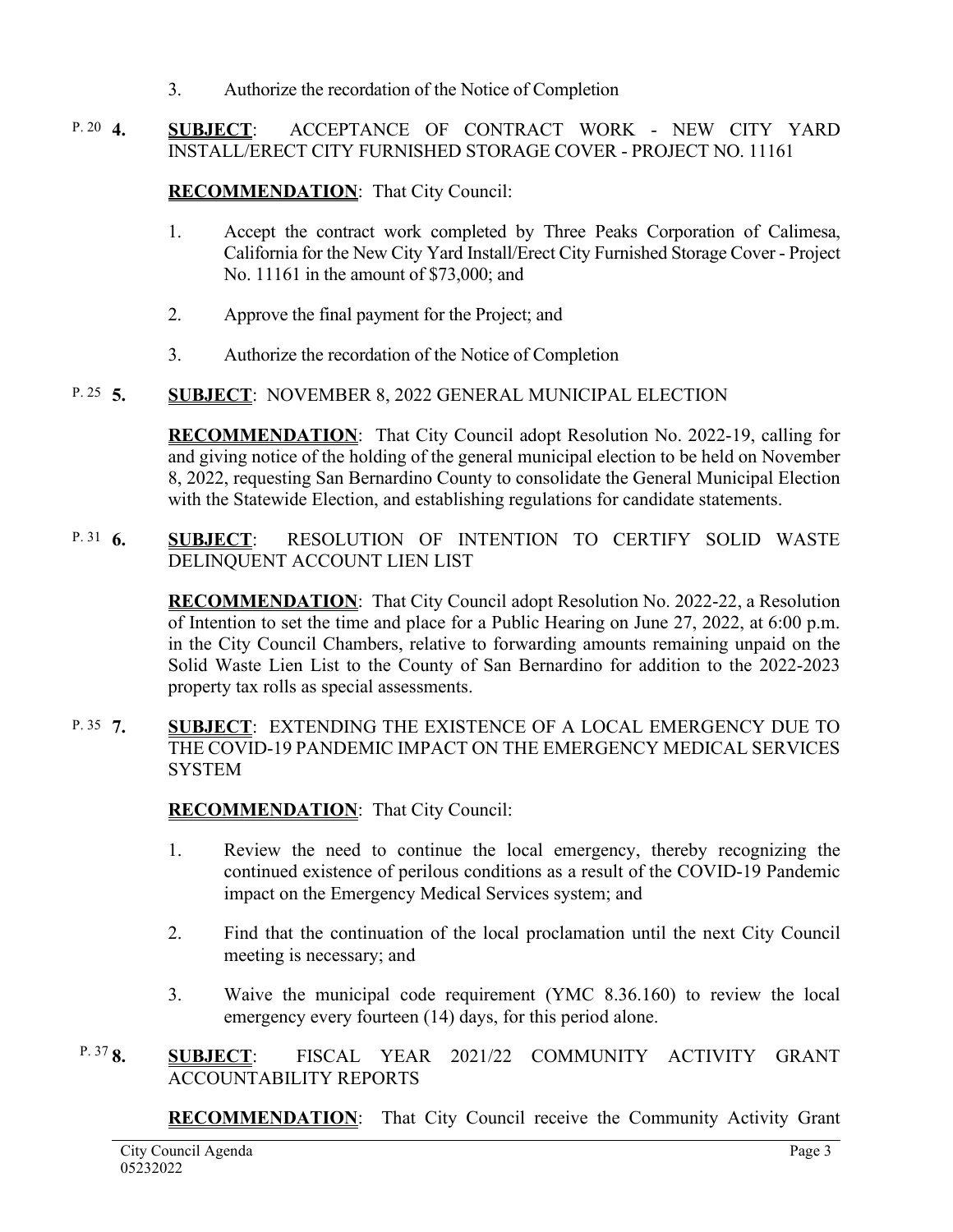3. Authorize the recordation of the Notice of Completion

P. 20 **4.** **SUBJECT**: ACCEPTANCE OF CONTRACT WORK - NEW CITY YARD INSTALL/ERECT CITY FURNISHED STORAGE COVER - PROJECT NO. 11161

**RECOMMENDATION**: That City Council:

1. Accept the contract work completed by Three Peaks Corporation of Calimesa, California for the New City Yard Install/Erect City Furnished Storage Cover - Project No. 11161 in the amount of $73,000; and
2. Approve the final payment for the Project; and
3. Authorize the recordation of the Notice of Completion

P. 25 **5.** **SUBJECT**: NOVEMBER 8, 2022 GENERAL MUNICIPAL ELECTION

**RECOMMENDATION**: That City Council adopt Resolution No. 2022-19, calling for and giving notice of the holding of the general municipal election to be held on November 8, 2022, requesting San Bernardino County to consolidate the General Municipal Election with the Statewide Election, and establishing regulations for candidate statements.

P. 31 **6.** **SUBJECT**: RESOLUTION OF INTENTION TO CERTIFY SOLID WASTE DELINQUENT ACCOUNT LIEN LIST

**RECOMMENDATION**: That City Council adopt Resolution No. 2022-22, a Resolution of Intention to set the time and place for a Public Hearing on June 27, 2022, at 6:00 p.m. in the City Council Chambers, relative to forwarding amounts remaining unpaid on the Solid Waste Lien List to the County of San Bernardino for addition to the 2022-2023 property tax rolls as special assessments.

P. 35 **7.** **SUBJECT**: EXTENDING THE EXISTENCE OF A LOCAL EMERGENCY DUE TO THE COVID-19 PANDEMIC IMPACT ON THE EMERGENCY MEDICAL SERVICES SYSTEM

**RECOMMENDATION**: That City Council:

1. Review the need to continue the local emergency, thereby recognizing the continued existence of perilous conditions as a result of the COVID-19 Pandemic impact on the Emergency Medical Services system; and
2. Find that the continuation of the local proclamation until the next City Council meeting is necessary; and
3. Waive the municipal code requirement (YMC 8.36.160) to review the local emergency every fourteen (14) days, for this period alone.

P. 37 **8.** **SUBJECT**: FISCAL YEAR 2021/22 COMMUNITY ACTIVITY GRANT ACCOUNTABILITY REPORTS

**RECOMMENDATION**: That City Council receive the Community Activity Grant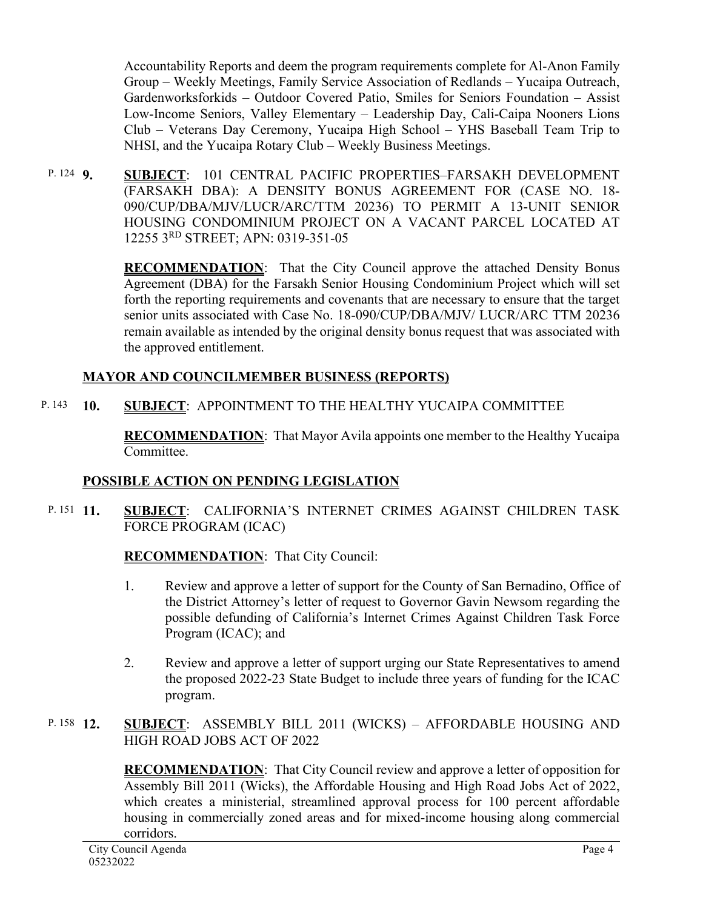Accountability Reports and deem the program requirements complete for Al-Anon Family Group – Weekly Meetings, Family Service Association of Redlands – Yucaipa Outreach, Gardenworksforkids – Outdoor Covered Patio, Smiles for Seniors Foundation – Assist Low-Income Seniors, Valley Elementary – Leadership Day, Cali-Caipa Nooners Lions Club – Veterans Day Ceremony, Yucaipa High School – YHS Baseball Team Trip to NHSI, and the Yucaipa Rotary Club – Weekly Business Meetings.

P. 124 **9.** **SUBJECT**: 101 CENTRAL PACIFIC PROPERTIES–FARSAKH DEVELOPMENT (FARSAKH DBA): A DENSITY BONUS AGREEMENT FOR (CASE NO. 18-090/CUP/DBA/MJV/LUCR/ARC/TTM 20236) TO PERMIT A 13-UNIT SENIOR HOUSING CONDOMINIUM PROJECT ON A VACANT PARCEL LOCATED AT 12255 3RD STREET; APN: 0319-351-05

**RECOMMENDATION**: That the City Council approve the attached Density Bonus Agreement (DBA) for the Farsakh Senior Housing Condominium Project which will set forth the reporting requirements and covenants that are necessary to ensure that the target senior units associated with Case No. 18-090/CUP/DBA/MJV/ LUCR/ARC TTM 20236 remain available as intended by the original density bonus request that was associated with the approved entitlement.

## MAYOR AND COUNCILMEMBER BUSINESS (REPORTS)

P. 143 **10.** **SUBJECT**: APPOINTMENT TO THE HEALTHY YUCAIPA COMMITTEE

**RECOMMENDATION**: That Mayor Avila appoints one member to the Healthy Yucaipa Committee.

## POSSIBLE ACTION ON PENDING LEGISLATION

P. 151 **11.** **SUBJECT**: CALIFORNIA'S INTERNET CRIMES AGAINST CHILDREN TASK FORCE PROGRAM (ICAC)

**RECOMMENDATION**: That City Council:

1. Review and approve a letter of support for the County of San Bernadino, Office of the District Attorney's letter of request to Governor Gavin Newsom regarding the possible defunding of California's Internet Crimes Against Children Task Force Program (ICAC); and

2. Review and approve a letter of support urging our State Representatives to amend the proposed 2022-23 State Budget to include three years of funding for the ICAC program.

P. 158 **12.** **SUBJECT**: ASSEMBLY BILL 2011 (WICKS) – AFFORDABLE HOUSING AND HIGH ROAD JOBS ACT OF 2022

**RECOMMENDATION**: That City Council review and approve a letter of opposition for Assembly Bill 2011 (Wicks), the Affordable Housing and High Road Jobs Act of 2022, which creates a ministerial, streamlined approval process for 100 percent affordable housing in commercially zoned areas and for mixed-income housing along commercial corridors.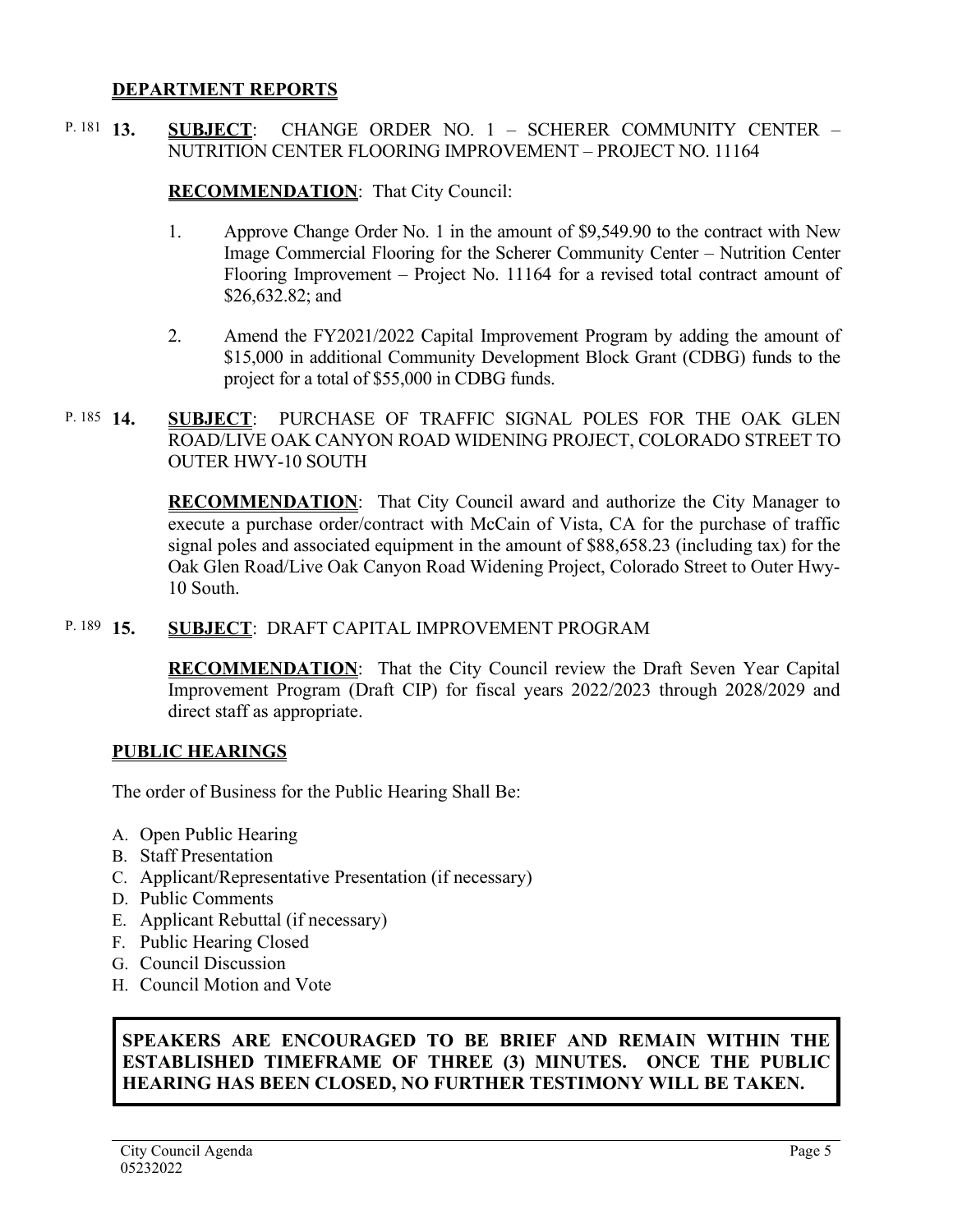## DEPARTMENT REPORTS

P. 181 **13. SUBJECT**: CHANGE ORDER NO. 1 – SCHERER COMMUNITY CENTER – NUTRITION CENTER FLOORING IMPROVEMENT – PROJECT NO. 11164

**RECOMMENDATION**: That City Council:

1. Approve Change Order No. 1 in the amount of $9,549.90 to the contract with New Image Commercial Flooring for the Scherer Community Center – Nutrition Center Flooring Improvement – Project No. 11164 for a revised total contract amount of $26,632.82; and

2. Amend the FY2021/2022 Capital Improvement Program by adding the amount of $15,000 in additional Community Development Block Grant (CDBG) funds to the project for a total of $55,000 in CDBG funds.

P. 185 **14. SUBJECT**: PURCHASE OF TRAFFIC SIGNAL POLES FOR THE OAK GLEN ROAD/LIVE OAK CANYON ROAD WIDENING PROJECT, COLORADO STREET TO OUTER HWY-10 SOUTH

**RECOMMENDATION**: That City Council award and authorize the City Manager to execute a purchase order/contract with McCain of Vista, CA for the purchase of traffic signal poles and associated equipment in the amount of $88,658.23 (including tax) for the Oak Glen Road/Live Oak Canyon Road Widening Project, Colorado Street to Outer Hwy-10 South.

P. 189 **15. SUBJECT**: DRAFT CAPITAL IMPROVEMENT PROGRAM

**RECOMMENDATION**: That the City Council review the Draft Seven Year Capital Improvement Program (Draft CIP) for fiscal years 2022/2023 through 2028/2029 and direct staff as appropriate.

## PUBLIC HEARINGS

The order of Business for the Public Hearing Shall Be:

A. Open Public Hearing
B. Staff Presentation
C. Applicant/Representative Presentation (if necessary)
D. Public Comments
E. Applicant Rebuttal (if necessary)
F. Public Hearing Closed
G. Council Discussion
H. Council Motion and Vote

**SPEAKERS ARE ENCOURAGED TO BE BRIEF AND REMAIN WITHIN THE ESTABLISHED TIMEFRAME OF THREE (3) MINUTES. ONCE THE PUBLIC HEARING HAS BEEN CLOSED, NO FURTHER TESTIMONY WILL BE TAKEN.**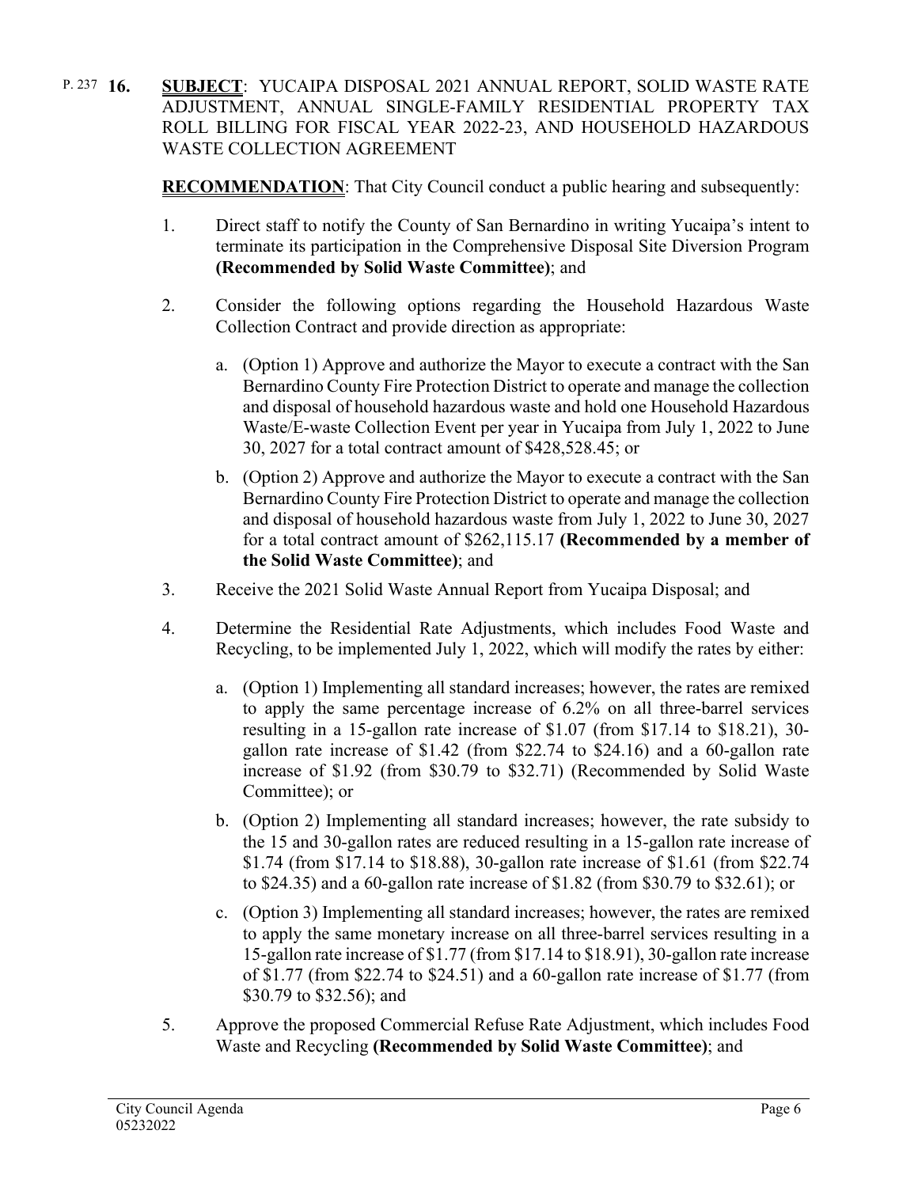P. 237 **16.** **SUBJECT**: YUCAIPA DISPOSAL 2021 ANNUAL REPORT, SOLID WASTE RATE ADJUSTMENT, ANNUAL SINGLE-FAMILY RESIDENTIAL PROPERTY TAX ROLL BILLING FOR FISCAL YEAR 2022-23, AND HOUSEHOLD HAZARDOUS WASTE COLLECTION AGREEMENT

**RECOMMENDATION**: That City Council conduct a public hearing and subsequently:

1. Direct staff to notify the County of San Bernardino in writing Yucaipa's intent to terminate its participation in the Comprehensive Disposal Site Diversion Program **(Recommended by Solid Waste Committee)**; and

2. Consider the following options regarding the Household Hazardous Waste Collection Contract and provide direction as appropriate:

   a. (Option 1) Approve and authorize the Mayor to execute a contract with the San Bernardino County Fire Protection District to operate and manage the collection and disposal of household hazardous waste and hold one Household Hazardous Waste/E-waste Collection Event per year in Yucaipa from July 1, 2022 to June 30, 2027 for a total contract amount of $428,528.45; or

   b. (Option 2) Approve and authorize the Mayor to execute a contract with the San Bernardino County Fire Protection District to operate and manage the collection and disposal of household hazardous waste from July 1, 2022 to June 30, 2027 for a total contract amount of $262,115.17 **(Recommended by a member of the Solid Waste Committee)**; and

3. Receive the 2021 Solid Waste Annual Report from Yucaipa Disposal; and

4. Determine the Residential Rate Adjustments, which includes Food Waste and Recycling, to be implemented July 1, 2022, which will modify the rates by either:

   a. (Option 1) Implementing all standard increases; however, the rates are remixed to apply the same percentage increase of 6.2% on all three-barrel services resulting in a 15-gallon rate increase of $1.07 (from $17.14 to $18.21), 30-gallon rate increase of $1.42 (from $22.74 to $24.16) and a 60-gallon rate increase of $1.92 (from $30.79 to $32.71) (Recommended by Solid Waste Committee); or

   b. (Option 2) Implementing all standard increases; however, the rate subsidy to the 15 and 30-gallon rates are reduced resulting in a 15-gallon rate increase of $1.74 (from $17.14 to $18.88), 30-gallon rate increase of $1.61 (from $22.74 to $24.35) and a 60-gallon rate increase of $1.82 (from $30.79 to $32.61); or

   c. (Option 3) Implementing all standard increases; however, the rates are remixed to apply the same monetary increase on all three-barrel services resulting in a 15-gallon rate increase of $1.77 (from $17.14 to $18.91), 30-gallon rate increase of $1.77 (from $22.74 to $24.51) and a 60-gallon rate increase of $1.77 (from $30.79 to $32.56); and

5. Approve the proposed Commercial Refuse Rate Adjustment, which includes Food Waste and Recycling **(Recommended by Solid Waste Committee)**; and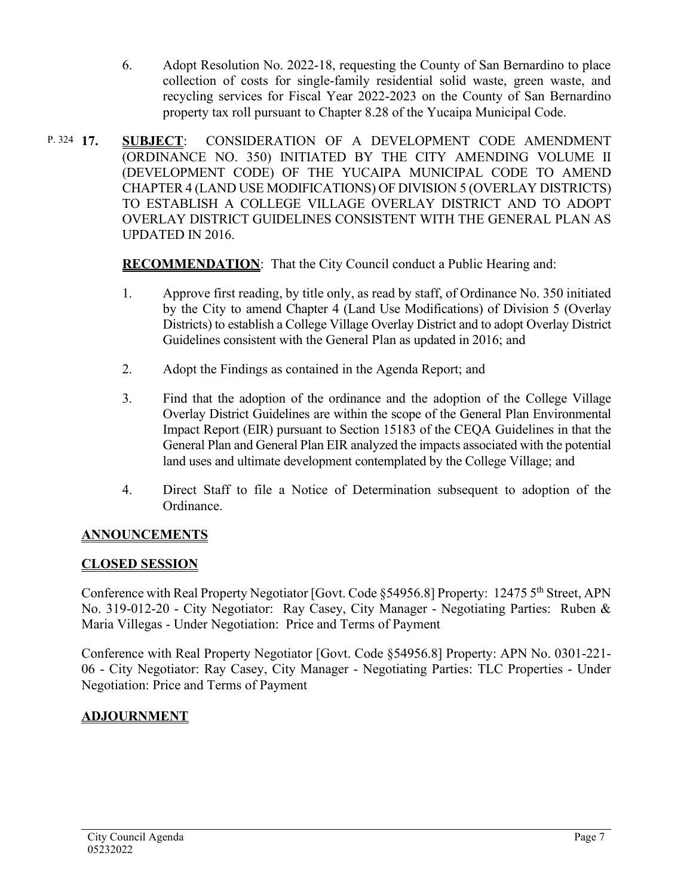6. Adopt Resolution No. 2022-18, requesting the County of San Bernardino to place collection of costs for single-family residential solid waste, green waste, and recycling services for Fiscal Year 2022-2023 on the County of San Bernardino property tax roll pursuant to Chapter 8.28 of the Yucaipa Municipal Code.

P. 324 **17.** **SUBJECT**: CONSIDERATION OF A DEVELOPMENT CODE AMENDMENT (ORDINANCE NO. 350) INITIATED BY THE CITY AMENDING VOLUME II (DEVELOPMENT CODE) OF THE YUCAIPA MUNICIPAL CODE TO AMEND CHAPTER 4 (LAND USE MODIFICATIONS) OF DIVISION 5 (OVERLAY DISTRICTS) TO ESTABLISH A COLLEGE VILLAGE OVERLAY DISTRICT AND TO ADOPT OVERLAY DISTRICT GUIDELINES CONSISTENT WITH THE GENERAL PLAN AS UPDATED IN 2016.

**RECOMMENDATION**: That the City Council conduct a Public Hearing and:

1. Approve first reading, by title only, as read by staff, of Ordinance No. 350 initiated by the City to amend Chapter 4 (Land Use Modifications) of Division 5 (Overlay Districts) to establish a College Village Overlay District and to adopt Overlay District Guidelines consistent with the General Plan as updated in 2016; and

2. Adopt the Findings as contained in the Agenda Report; and

3. Find that the adoption of the ordinance and the adoption of the College Village Overlay District Guidelines are within the scope of the General Plan Environmental Impact Report (EIR) pursuant to Section 15183 of the CEQA Guidelines in that the General Plan and General Plan EIR analyzed the impacts associated with the potential land uses and ultimate development contemplated by the College Village; and

4. Direct Staff to file a Notice of Determination subsequent to adoption of the Ordinance.

## ANNOUNCEMENTS

## CLOSED SESSION

Conference with Real Property Negotiator [Govt. Code §54956.8] Property: 12475 5th Street, APN No. 319-012-20 - City Negotiator: Ray Casey, City Manager - Negotiating Parties: Ruben & Maria Villegas - Under Negotiation: Price and Terms of Payment

Conference with Real Property Negotiator [Govt. Code §54956.8] Property: APN No. 0301-221-06 - City Negotiator: Ray Casey, City Manager - Negotiating Parties: TLC Properties - Under Negotiation: Price and Terms of Payment

## ADJOURNMENT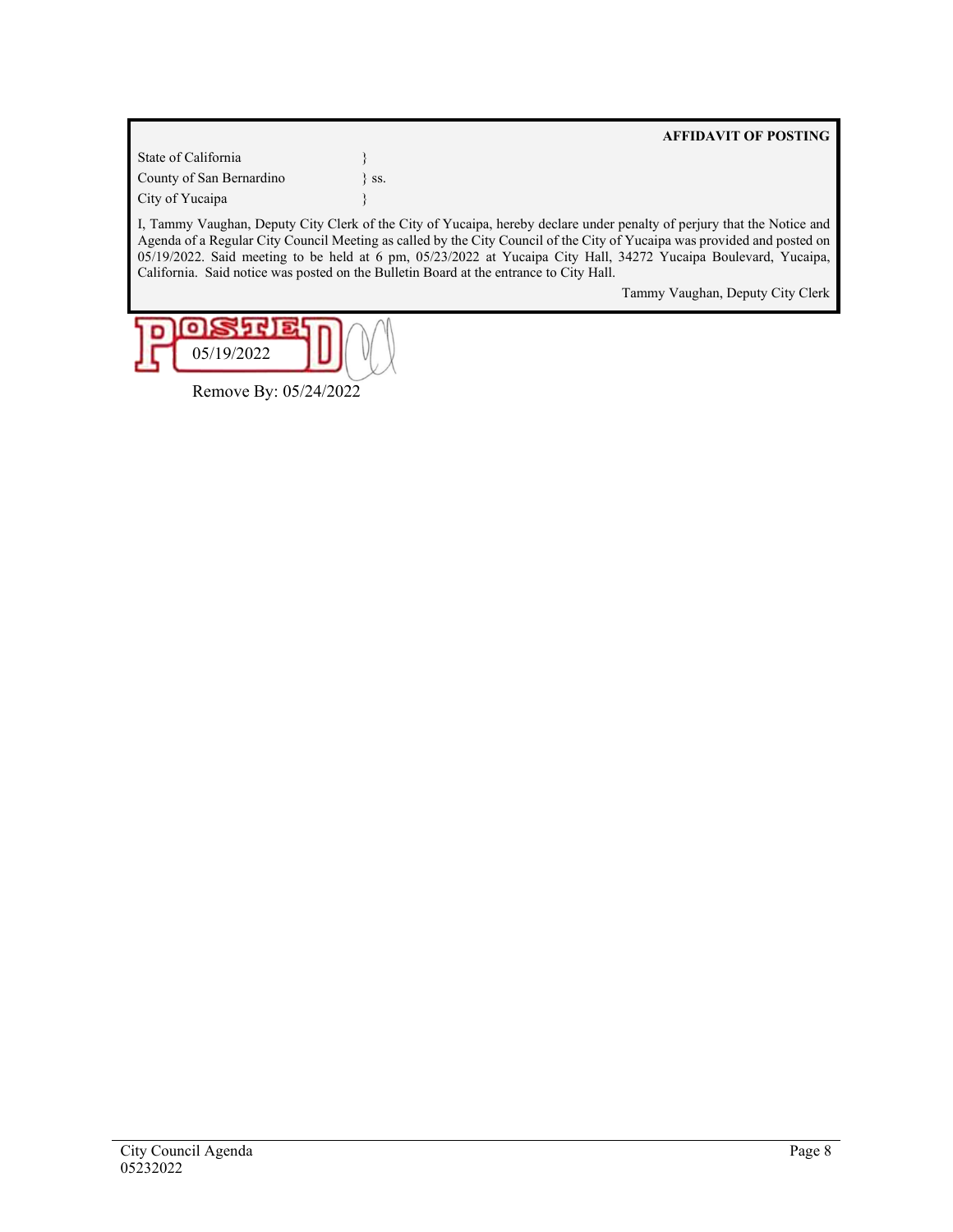**AFFIDAVIT OF POSTING**

| | |
|---|---|
| State of California | } |
| County of San Bernardino | } ss. |
| City of Yucaipa | } |

I, Tammy Vaughan, Deputy City Clerk of the City of Yucaipa, hereby declare under penalty of perjury that the Notice and Agenda of a Regular City Council Meeting as called by the City Council of the City of Yucaipa was provided and posted on 05/19/2022. Said meeting to be held at 6 pm, 05/23/2022 at Yucaipa City Hall, 34272 Yucaipa Boulevard, Yucaipa, California. Said notice was posted on the Bulletin Board at the entrance to City Hall.

Tammy Vaughan, Deputy City Clerk

POSTED 05/19/2022

Remove By: 05/24/2022